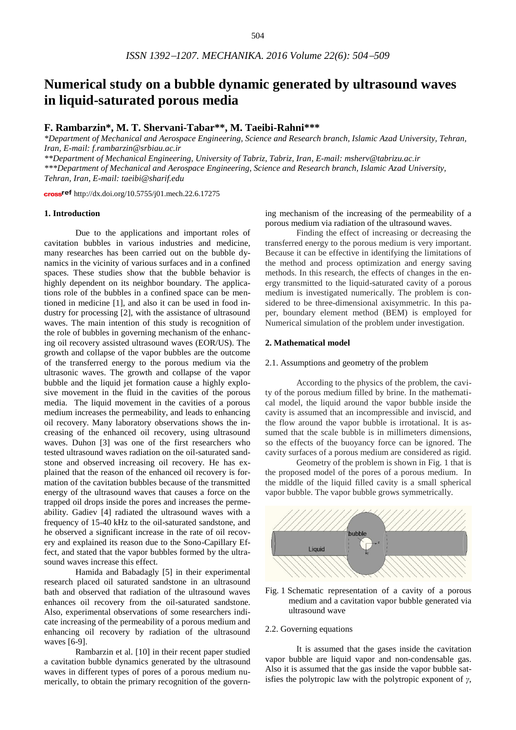# Numerical study on a bubble dynamic generated by ultrasound waves in liquid-saturated porous media

## F. Rambarzin*, M. T. Shervani-Tabar**, M. Taeibi-Rahni***

*\*Department of Mechanical and Aerospace Engineering, Science and Research branch, Islamic Azad University, Tehran, Iran, E-mail: f.rambarzin@srbiau.ac.ir*

*\*\*Department of Mechanical Engineering, University of Tabriz, Tabriz, Iran, E-mail: msherv@tabrizu.ac.ir*

*\*\*\*Department of Mechanical and Aerospace Engineering, Science and Research branch, Islamic Azad University, Tehran, Iran, E-mail: taeibi@sharif.edu*

crossref http://dx.doi.org/10.5755/j01.mech.22.6.17275

### 1. Introduction

Due to the applications and important roles of cavitation bubbles in various industries and medicine, many researches has been carried out on the bubble dynamics in the vicinity of various surfaces and in a confined spaces. These studies show that the bubble behavior is highly dependent on its neighbor boundary. The applications role of the bubbles in a confined space can be mentioned in medicine [1], and also it can be used in food industry for processing [2], with the assistance of ultrasound waves. The main intention of this study is recognition of the role of bubbles in governing mechanism of the enhancing oil recovery assisted ultrasound waves (EOR/US). The growth and collapse of the vapor bubbles are the outcome of the transferred energy to the porous medium via the ultrasonic waves. The growth and collapse of the vapor bubble and the liquid jet formation cause a highly explosive movement in the fluid in the cavities of the porous media. The liquid movement in the cavities of a porous medium increases the permeability, and leads to enhancing oil recovery. Many laboratory observations shows the increasing of the enhanced oil recovery, using ultrasound waves. Duhon [3] was one of the first researchers who tested ultrasound waves radiation on the oil-saturated sandstone and observed increasing oil recovery. He has explained that the reason of the enhanced oil recovery is formation of the cavitation bubbles because of the transmitted energy of the ultrasound waves that causes a force on the trapped oil drops inside the pores and increases the permeability. Gadiev [4] radiated the ultrasound waves with a frequency of 15-40 kHz to the oil-saturated sandstone, and he observed a significant increase in the rate of oil recovery and explained its reason due to the Sono-Capillary Effect, and stated that the vapor bubbles formed by the ultrasound waves increase this effect.

Hamida and Babadagly [5] in their experimental research placed oil saturated sandstone in an ultrasound bath and observed that radiation of the ultrasound waves enhances oil recovery from the oil-saturated sandstone. Also, experimental observations of some researchers indicate increasing of the permeability of a porous medium and enhancing oil recovery by radiation of the ultrasound waves [6-9].

Rambarzin et al. [10] in their recent paper studied a cavitation bubble dynamics generated by the ultrasound waves in different types of pores of a porous medium numerically, to obtain the primary recognition of the governing mechanism of the increasing of the permeability of a porous medium via radiation of the ultrasound waves.

Finding the effect of increasing or decreasing the transferred energy to the porous medium is very important. Because it can be effective in identifying the limitations of the method and process optimization and energy saving methods. In this research, the effects of changes in the energy transmitted to the liquid-saturated cavity of a porous medium is investigated numerically. The problem is considered to be three-dimensional axisymmetric. In this paper, boundary element method (BEM) is employed for Numerical simulation of the problem under investigation.

### 2. Mathematical model

#### 2.1. Assumptions and geometry of the problem

According to the physics of the problem, the cavity of the porous medium filled by brine. In the mathematical model, the liquid around the vapor bubble inside the cavity is assumed that an incompressible and inviscid, and the flow around the vapor bubble is irrotational. It is assumed that the scale bubble is in millimeters dimensions, so the effects of the buoyancy force can be ignored. The cavity surfaces of a porous medium are considered as rigid.

Geometry of the problem is shown in Fig. 1 that is the proposed model of the pores of a porous medium. In the middle of the liquid filled cavity is a small spherical vapor bubble. The vapor bubble grows symmetrically.

Fig. 1 Schematic representation of a cavity of a porous medium and a cavitation vapor bubble generated via ultrasound wave

#### 2.2. Governing equations

It is assumed that the gases inside the cavitation vapor bubble are liquid vapor and non-condensable gas. Also it is assumed that the gas inside the vapor bubble satisfies the polytropic law with the polytropic exponent of $\gamma$,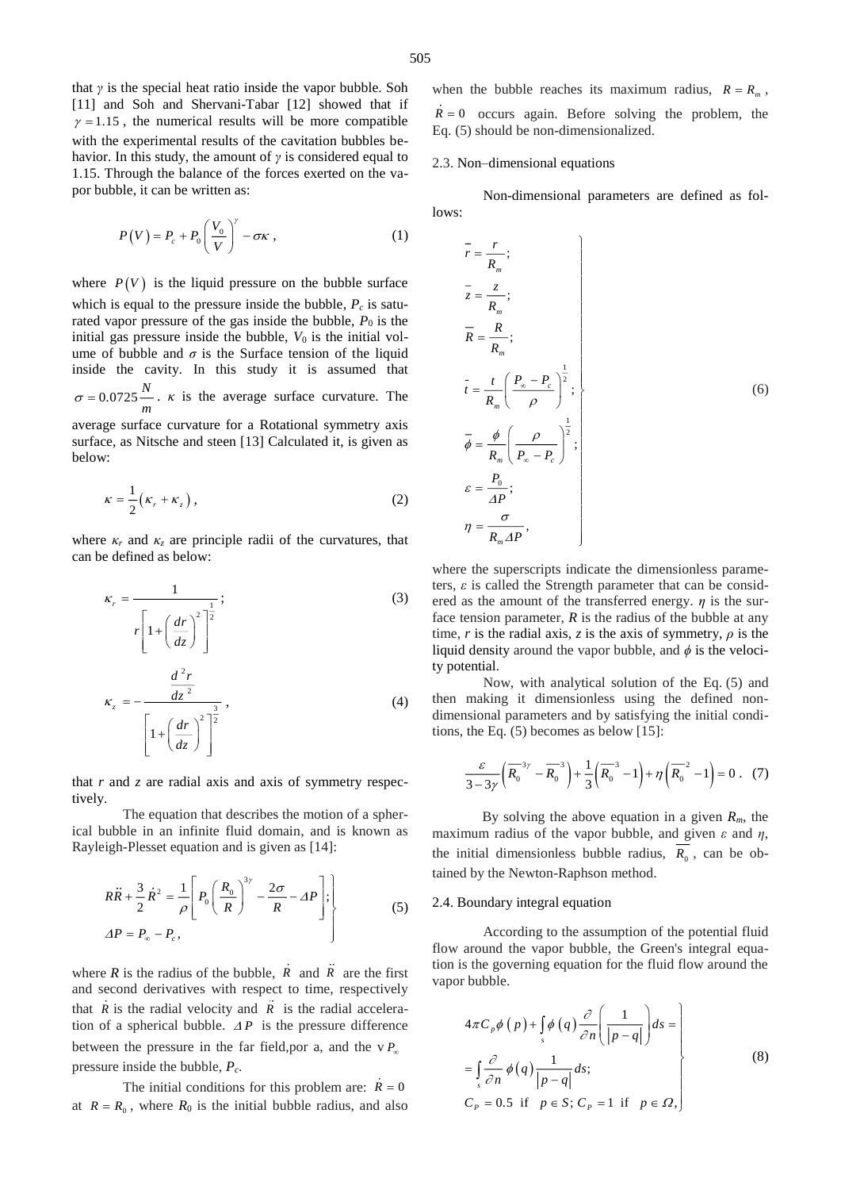that $\gamma$ is the special heat ratio inside the vapor bubble. Soh [11] and Soh and Shervani-Tabar [12] showed that if $\gamma = 1.15$, the numerical results will be more compatible with the experimental results of the cavitation bubbles behavior. In this study, the amount of $\gamma$ is considered equal to 1.15. Through the balance of the forces exerted on the vapor bubble, it can be written as:

$$P(V) = P_c + P_0\left(\frac{V_0}{V}\right)^{\gamma} - \sigma\kappa\,, \tag{1}$$

where $P(V)$ is the liquid pressure on the bubble surface which is equal to the pressure inside the bubble, $P_c$ is saturated vapor pressure of the gas inside the bubble, $P_0$ is the initial gas pressure inside the bubble, $V_0$ is the initial volume of bubble and $\sigma$ is the Surface tension of the liquid inside the cavity. In this study it is assumed that $\sigma = 0.0725\,\frac{N}{m}$. $\kappa$ is the average surface curvature. The average surface curvature for a Rotational symmetry axis surface, as Nitsche and steen [13] Calculated it, is given as below:

$$\kappa = \frac{1}{2}\left(\kappa_r + \kappa_z\right), \tag{2}$$

where $\kappa_r$ and $\kappa_z$ are principle radii of the curvatures, that can be defined as below:

$$\kappa_r = \frac{1}{r\left[1+\left(\frac{dr}{dz}\right)^2\right]^{\frac{1}{2}}}; \tag{3}$$

$$\kappa_z = -\frac{\frac{d^2r}{dz^2}}{\left[1+\left(\frac{dr}{dz}\right)^2\right]^{\frac{3}{2}}}, \tag{4}$$

that $r$ and $z$ are radial axis and axis of symmetry respectively.

The equation that describes the motion of a spherical bubble in an infinite fluid domain, and is known as Rayleigh-Plesset equation and is given as [14]:

$$\left.\begin{aligned} &R\ddot{R} + \frac{3}{2}\dot{R}^2 = \frac{1}{\rho}\left[P_0\left(\frac{R_0}{R}\right)^{3\gamma} - \frac{2\sigma}{R} - \Delta P\right];\\ &\Delta P = P_\infty - P_c, \end{aligned}\right\} \tag{5}$$

where $R$ is the radius of the bubble, $\dot{R}$ and $\ddot{R}$ are the first and second derivatives with respect to time, respectively that $\dot{R}$ is the radial velocity and $\ddot{R}$ is the radial acceleration of a spherical bubble. $\Delta P$ is the pressure difference between the pressure in the far field,por a, and the v $P_\infty$ pressure inside the bubble, $P_c$.

The initial conditions for this problem are: $\dot{R} = 0$ at $R = R_0$, where $R_0$ is the initial bubble radius, and also when the bubble reaches its maximum radius, $R = R_m$, $\dot{R} = 0$ occurs again. Before solving the problem, the Eq. (5) should be non-dimensionalized.

### 2.3. Non–dimensional equations

Non-dimensional parameters are defined as follows:

$$\left.\begin{aligned} &\bar{r} = \frac{r}{R_m};\\ &\bar{z} = \frac{z}{R_m};\\ &\bar{R} = \frac{R}{R_m};\\ &\bar{t} = \frac{t}{R_m}\left(\frac{P_\infty - P_c}{\rho}\right)^{\frac{1}{2}};\\ &\bar{\phi} = \frac{\phi}{R_m}\left(\frac{\rho}{P_\infty - P_c}\right)^{\frac{1}{2}};\\ &\varepsilon = \frac{P_0}{\Delta P};\\ &\eta = \frac{\sigma}{R_m \Delta P}, \end{aligned}\right\} \tag{6}$$

where the superscripts indicate the dimensionless parameters, $\varepsilon$ is called the Strength parameter that can be considered as the amount of the transferred energy. $\eta$ is the surface tension parameter, $R$ is the radius of the bubble at any time, $r$ is the radial axis, $z$ is the axis of symmetry, $\rho$ is the liquid density around the vapor bubble, and $\phi$ is the velocity potential.

Now, with analytical solution of the Eq. (5) and then making it dimensionless using the defined non-dimensional parameters and by satisfying the initial conditions, the Eq. (5) becomes as below [15]:

$$\frac{\varepsilon}{3-3\gamma}\left(\overline{R_0}^{3\gamma} - \overline{R_0}^{3}\right) + \frac{1}{3}\left(\overline{R_0}^{3} - 1\right) + \eta\left(\overline{R_0}^{2} - 1\right) = 0\,. \tag{7}$$

By solving the above equation in a given $R_m$, the maximum radius of the vapor bubble, and given $\varepsilon$ and $\eta$, the initial dimensionless bubble radius, $\overline{R_0}$, can be obtained by the Newton-Raphson method.

### 2.4. Boundary integral equation

According to the assumption of the potential fluid flow around the vapor bubble, the Green's integral equation is the governing equation for the fluid flow around the vapor bubble.

$$\left.\begin{aligned} &4\pi C_p\phi(p) + \int_s \phi(q)\frac{\partial}{\partial n}\left(\frac{1}{|p-q|}\right)ds =\\ &= \int_s \frac{\partial}{\partial n}\phi(q)\frac{1}{|p-q|}ds;\\ &C_P = 0.5 \text{ if } p \in S;\ C_P = 1 \text{ if } p \in \Omega, \end{aligned}\right\} \tag{8}$$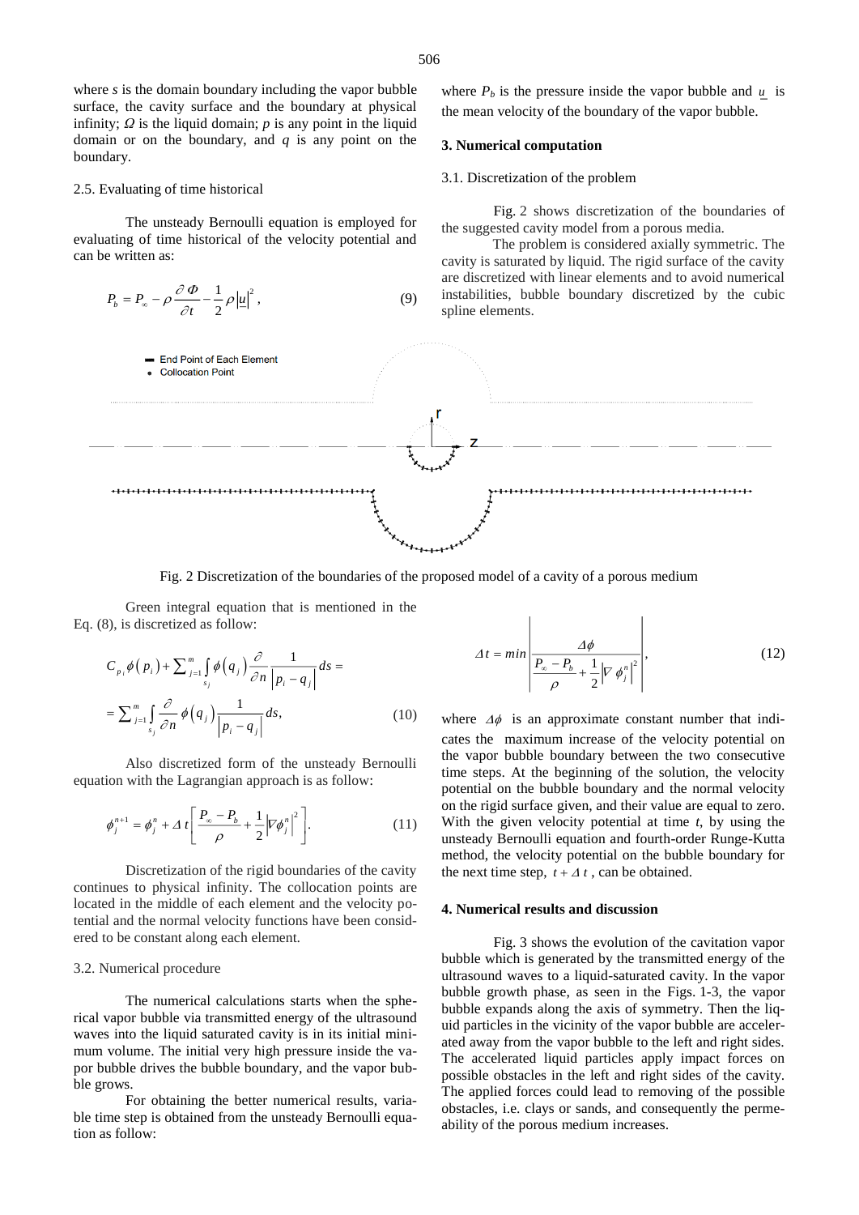where *s* is the domain boundary including the vapor bubble surface, the cavity surface and the boundary at physical infinity; $\Omega$ is the liquid domain; *p* is any point in the liquid domain or on the boundary, and *q* is any point on the boundary.

2.5. Evaluating of time historical

The unsteady Bernoulli equation is employed for evaluating of time historical of the velocity potential and can be written as:

$$P_b = P_\infty - \rho \frac{\partial \Phi}{\partial t} - \frac{1}{2}\rho |\underline{u}|^2, \tag{9}$$

where $P_b$ is the pressure inside the vapor bubble and $\underline{u}$ is the mean velocity of the boundary of the vapor bubble.

### 3. Numerical computation

3.1. Discretization of the problem

Fig. 2 shows discretization of the boundaries of the suggested cavity model from a porous media.

The problem is considered axially symmetric. The cavity is saturated by liquid. The rigid surface of the cavity are discretized with linear elements and to avoid numerical instabilities, bubble boundary discretized by the cubic spline elements.

Fig. 2 Discretization of the boundaries of the proposed model of a cavity of a porous medium

Green integral equation that is mentioned in the Eq. (8), is discretized as follow:

$$C_{p_i}\phi(p_i) + \sum_{j=1}^{m} \int_{s_j} \phi(q_j) \frac{\partial}{\partial n} \frac{1}{|p_i - q_j|} ds = \sum_{j=1}^{m} \int_{s_j} \frac{\partial}{\partial n} \phi(q_j) \frac{1}{|p_i - q_j|} ds, \tag{10}$$

Also discretized form of the unsteady Bernoulli equation with the Lagrangian approach is as follow:

$$\phi_j^{n+1} = \phi_j^n + \Delta t \left[ \frac{P_\infty - P_b}{\rho} + \frac{1}{2} |\nabla \phi_j^n|^2 \right]. \tag{11}$$

Discretization of the rigid boundaries of the cavity continues to physical infinity. The collocation points are located in the middle of each element and the velocity potential and the normal velocity functions have been considered to be constant along each element.

3.2. Numerical procedure

The numerical calculations starts when the spherical vapor bubble via transmitted energy of the ultrasound waves into the liquid saturated cavity is in its initial minimum volume. The initial very high pressure inside the vapor bubble drives the bubble boundary, and the vapor bubble grows.

For obtaining the better numerical results, variable time step is obtained from the unsteady Bernoulli equation as follow:

$$\Delta t = min \left| \frac{\Delta \phi}{\frac{P_\infty - P_b}{\rho} + \frac{1}{2} |\nabla \phi_j^n|^2} \right|, \tag{12}$$

where $\Delta \phi$ is an approximate constant number that indicates the maximum increase of the velocity potential on the vapor bubble boundary between the two consecutive time steps. At the beginning of the solution, the velocity potential on the bubble boundary and the normal velocity on the rigid surface given, and their value are equal to zero. With the given velocity potential at time *t*, by using the unsteady Bernoulli equation and fourth-order Runge-Kutta method, the velocity potential on the bubble boundary for the next time step, $t + \Delta t$, can be obtained.

### 4. Numerical results and discussion

Fig. 3 shows the evolution of the cavitation vapor bubble which is generated by the transmitted energy of the ultrasound waves to a liquid-saturated cavity. In the vapor bubble growth phase, as seen in the Figs. 1-3, the vapor bubble expands along the axis of symmetry. Then the liquid particles in the vicinity of the vapor bubble are accelerated away from the vapor bubble to the left and right sides. The accelerated liquid particles apply impact forces on possible obstacles in the left and right sides of the cavity. The applied forces could lead to removing of the possible obstacles, i.e. clays or sands, and consequently the permeability of the porous medium increases.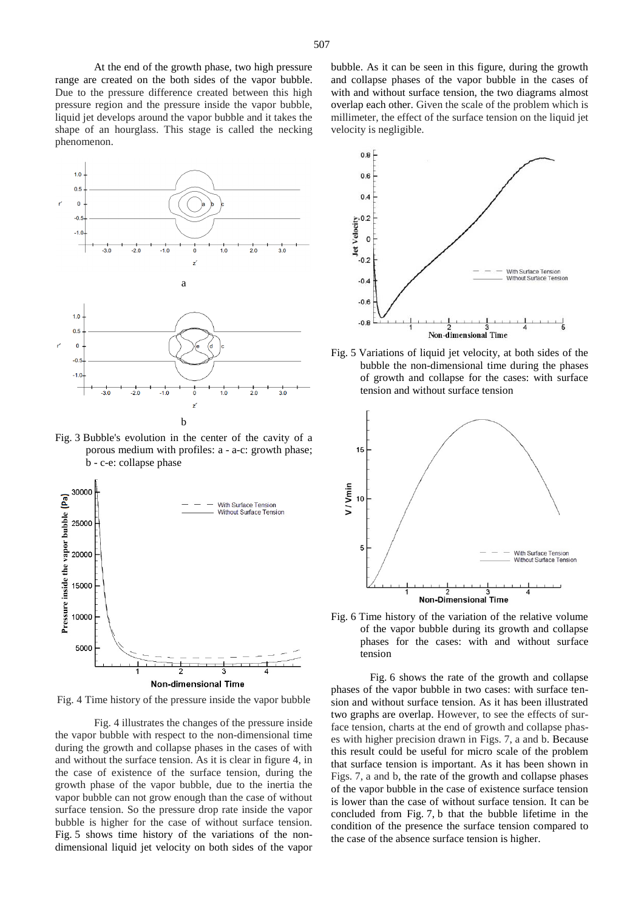At the end of the growth phase, two high pressure range are created on the both sides of the vapor bubble. Due to the pressure difference created between this high pressure region and the pressure inside the vapor bubble, liquid jet develops around the vapor bubble and it takes the shape of an hourglass. This stage is called the necking phenomenon.

Fig. 3 Bubble's evolution in the center of the cavity of a porous medium with profiles: a - a-c: growth phase; b - c-e: collapse phase

Fig. 4 Time history of the pressure inside the vapor bubble

Fig. 4 illustrates the changes of the pressure inside the vapor bubble with respect to the non-dimensional time during the growth and collapse phases in the cases of with and without the surface tension. As it is clear in figure 4, in the case of existence of the surface tension, during the growth phase of the vapor bubble, due to the inertia the vapor bubble can not grow enough than the case of without surface tension. So the pressure drop rate inside the vapor bubble is higher for the case of without surface tension. Fig. 5 shows time history of the variations of the non-dimensional liquid jet velocity on both sides of the vapor bubble. As it can be seen in this figure, during the growth and collapse phases of the vapor bubble in the cases of with and without surface tension, the two diagrams almost overlap each other. Given the scale of the problem which is millimeter, the effect of the surface tension on the liquid jet velocity is negligible.

Fig. 5 Variations of liquid jet velocity, at both sides of the bubble the non-dimensional time during the phases of growth and collapse for the cases: with surface tension and without surface tension

Fig. 6 Time history of the variation of the relative volume of the vapor bubble during its growth and collapse phases for the cases: with and without surface tension

Fig. 6 shows the rate of the growth and collapse phases of the vapor bubble in two cases: with surface tension and without surface tension. As it has been illustrated two graphs are overlap. However, to see the effects of surface tension, charts at the end of growth and collapse phases with higher precision drawn in Figs. 7, a and b. Because this result could be useful for micro scale of the problem that surface tension is important. As it has been shown in Figs. 7, a and b, the rate of the growth and collapse phases of the vapor bubble in the case of existence surface tension is lower than the case of without surface tension. It can be concluded from Fig. 7, b that the bubble lifetime in the condition of the presence the surface tension compared to the case of the absence surface tension is higher.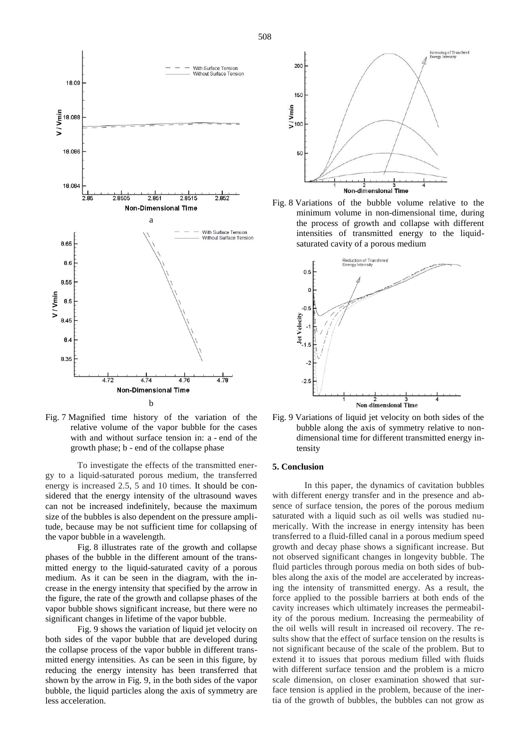Fig. 7 Magnified time history of the variation of the relative volume of the vapor bubble for the cases with and without surface tension in: a - end of the growth phase; b - end of the collapse phase

To investigate the effects of the transmitted energy to a liquid-saturated porous medium, the transferred energy is increased 2.5, 5 and 10 times. It should be considered that the energy intensity of the ultrasound waves can not be increased indefinitely, because the maximum size of the bubbles is also dependent on the pressure amplitude, because may be not sufficient time for collapsing of the vapor bubble in a wavelength.

Fig. 8 illustrates rate of the growth and collapse phases of the bubble in the different amount of the transmitted energy to the liquid-saturated cavity of a porous medium. As it can be seen in the diagram, with the increase in the energy intensity that specified by the arrow in the figure, the rate of the growth and collapse phases of the vapor bubble shows significant increase, but there were no significant changes in lifetime of the vapor bubble.

Fig. 9 shows the variation of liquid jet velocity on both sides of the vapor bubble that are developed during the collapse process of the vapor bubble in different transmitted energy intensities. As can be seen in this figure, by reducing the energy intensity has been transferred that shown by the arrow in Fig. 9, in the both sides of the vapor bubble, the liquid particles along the axis of symmetry are less acceleration.

Fig. 8 Variations of the bubble volume relative to the minimum volume in non-dimensional time, during the process of growth and collapse with different intensities of transmitted energy to the liquid-saturated cavity of a porous medium

Fig. 9 Variations of liquid jet velocity on both sides of the bubble along the axis of symmetry relative to non-dimensional time for different transmitted energy intensity

## 5. Conclusion

In this paper, the dynamics of cavitation bubbles with different energy transfer and in the presence and absence of surface tension, the pores of the porous medium saturated with a liquid such as oil wells was studied numerically. With the increase in energy intensity has been transferred to a fluid-filled canal in a porous medium speed growth and decay phase shows a significant increase. But not observed significant changes in longevity bubble. The fluid particles through porous media on both sides of bubbles along the axis of the model are accelerated by increasing the intensity of transmitted energy. As a result, the force applied to the possible barriers at both ends of the cavity increases which ultimately increases the permeability of the porous medium. Increasing the permeability of the oil wells will result in increased oil recovery. The results show that the effect of surface tension on the results is not significant because of the scale of the problem. But to extend it to issues that porous medium filled with fluids with different surface tension and the problem is a micro scale dimension, on closer examination showed that surface tension is applied in the problem, because of the inertia of the growth of bubbles, the bubbles can not grow as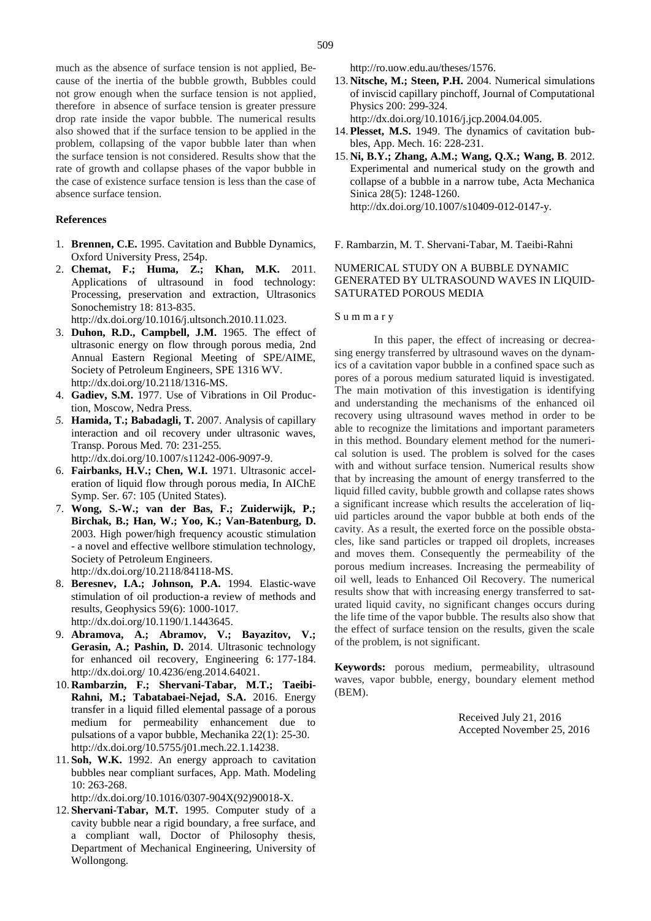much as the absence of surface tension is not applied, Because of the inertia of the bubble growth, Bubbles could not grow enough when the surface tension is not applied, therefore in absence of surface tension is greater pressure drop rate inside the vapor bubble. The numerical results also showed that if the surface tension to be applied in the problem, collapsing of the vapor bubble later than when the surface tension is not considered. Results show that the rate of growth and collapse phases of the vapor bubble in the case of existence surface tension is less than the case of absence surface tension.

### References

1. **Brennen, C.E.** 1995. Cavitation and Bubble Dynamics, Oxford University Press, 254p.
2. **Chemat, F.; Huma, Z.; Khan, M.K.** 2011. Applications of ultrasound in food technology: Processing, preservation and extraction, Ultrasonics Sonochemistry 18: 813-835. http://dx.doi.org/10.1016/j.ultsonch.2010.11.023.
3. **Duhon, R.D., Campbell, J.M.** 1965. The effect of ultrasonic energy on flow through porous media, 2nd Annual Eastern Regional Meeting of SPE/AIME, Society of Petroleum Engineers, SPE 1316 WV. http://dx.doi.org/10.2118/1316-MS.
4. **Gadiev, S.M.** 1977. Use of Vibrations in Oil Production, Moscow, Nedra Press.
5. **Hamida, T.; Babadagli, T.** 2007. Analysis of capillary interaction and oil recovery under ultrasonic waves, Transp. Porous Med. 70: 231-255. http://dx.doi.org/10.1007/s11242-006-9097-9.
6. **Fairbanks, H.V.; Chen, W.I.** 1971. Ultrasonic acceleration of liquid flow through porous media, In AIChE Symp. Ser. 67: 105 (United States).
7. **Wong, S.-W.; van der Bas, F.; Zuiderwijk, P.; Birchak, B.; Han, W.; Yoo, K.; Van-Batenburg, D.** 2003. High power/high frequency acoustic stimulation - a novel and effective wellbore stimulation technology, Society of Petroleum Engineers. http://dx.doi.org/10.2118/84118-MS.
8. **Beresnev, I.A.; Johnson, P.A.** 1994. Elastic-wave stimulation of oil production-a review of methods and results, Geophysics 59(6): 1000-1017. http://dx.doi.org/10.1190/1.1443645.
9. **Abramova, A.; Abramov, V.; Bayazitov, V.; Gerasin, A.; Pashin, D.** 2014. Ultrasonic technology for enhanced oil recovery, Engineering 6: 177-184. http://dx.doi.org/ 10.4236/eng.2014.64021.
10. **Rambarzin, F.; Shervani-Tabar, M.T.; Taeibi-Rahni, M.; Tabatabaei-Nejad, S.A.** 2016. Energy transfer in a liquid filled elemental passage of a porous medium for permeability enhancement due to pulsations of a vapor bubble, Mechanika 22(1): 25-30. http://dx.doi.org/10.5755/j01.mech.22.1.14238.
11. **Soh, W.K.** 1992. An energy approach to cavitation bubbles near compliant surfaces, App. Math. Modeling 10: 263-268. http://dx.doi.org/10.1016/0307-904X(92)90018-X.
12. **Shervani-Tabar, M.T.** 1995. Computer study of a cavity bubble near a rigid boundary, a free surface, and a compliant wall, Doctor of Philosophy thesis, Department of Mechanical Engineering, University of Wollongong. http://ro.uow.edu.au/theses/1576.
13. **Nitsche, M.; Steen, P.H.** 2004. Numerical simulations of inviscid capillary pinchoff, Journal of Computational Physics 200: 299-324. http://dx.doi.org/10.1016/j.jcp.2004.04.005.
14. **Plesset, M.S.** 1949. The dynamics of cavitation bubbles, App. Mech. 16: 228-231.
15. **Ni, B.Y.; Zhang, A.M.; Wang, Q.X.; Wang, B**. 2012. Experimental and numerical study on the growth and collapse of a bubble in a narrow tube, Acta Mechanica Sinica 28(5): 1248-1260. http://dx.doi.org/10.1007/s10409-012-0147-y.

F. Rambarzin, M. T. Shervani-Tabar, M. Taeibi-Rahni

NUMERICAL STUDY ON A BUBBLE DYNAMIC GENERATED BY ULTRASOUND WAVES IN LIQUID-SATURATED POROUS MEDIA

S u m m a r y

In this paper, the effect of increasing or decreasing energy transferred by ultrasound waves on the dynamics of a cavitation vapor bubble in a confined space such as pores of a porous medium saturated liquid is investigated. The main motivation of this investigation is identifying and understanding the mechanisms of the enhanced oil recovery using ultrasound waves method in order to be able to recognize the limitations and important parameters in this method. Boundary element method for the numerical solution is used. The problem is solved for the cases with and without surface tension. Numerical results show that by increasing the amount of energy transferred to the liquid filled cavity, bubble growth and collapse rates shows a significant increase which results the acceleration of liquid particles around the vapor bubble at both ends of the cavity. As a result, the exerted force on the possible obstacles, like sand particles or trapped oil droplets, increases and moves them. Consequently the permeability of the porous medium increases. Increasing the permeability of oil well, leads to Enhanced Oil Recovery. The numerical results show that with increasing energy transferred to saturated liquid cavity, no significant changes occurs during the life time of the vapor bubble. The results also show that the effect of surface tension on the results, given the scale of the problem, is not significant.

**Keywords:** porous medium, permeability, ultrasound waves, vapor bubble, energy, boundary element method (BEM).

Received July 21, 2016
Accepted November 25, 2016